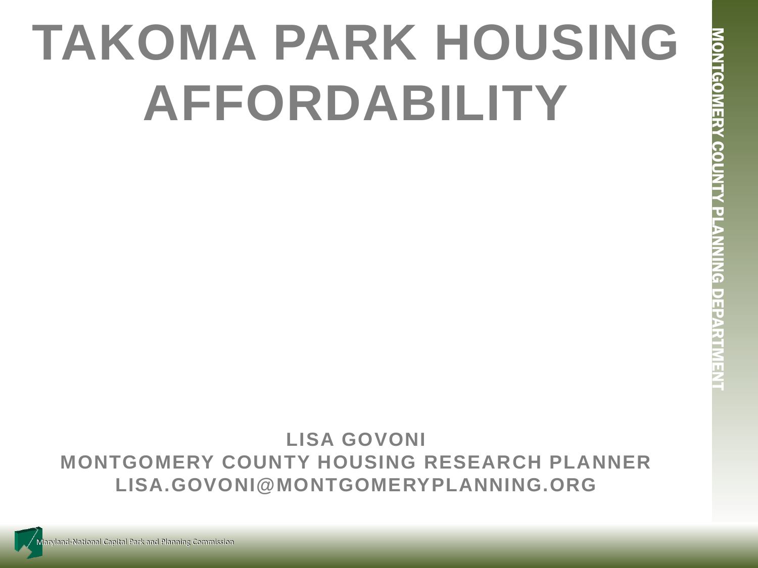# TAKOMA PARK HOUSING AFFORDABILITY

**LISA GOVONI**
**MONTGOMERY COUNTY HOUSING RESEARCH PLANNER**
**LISA.GOVONI@MONTGOMERYPLANNING.ORG**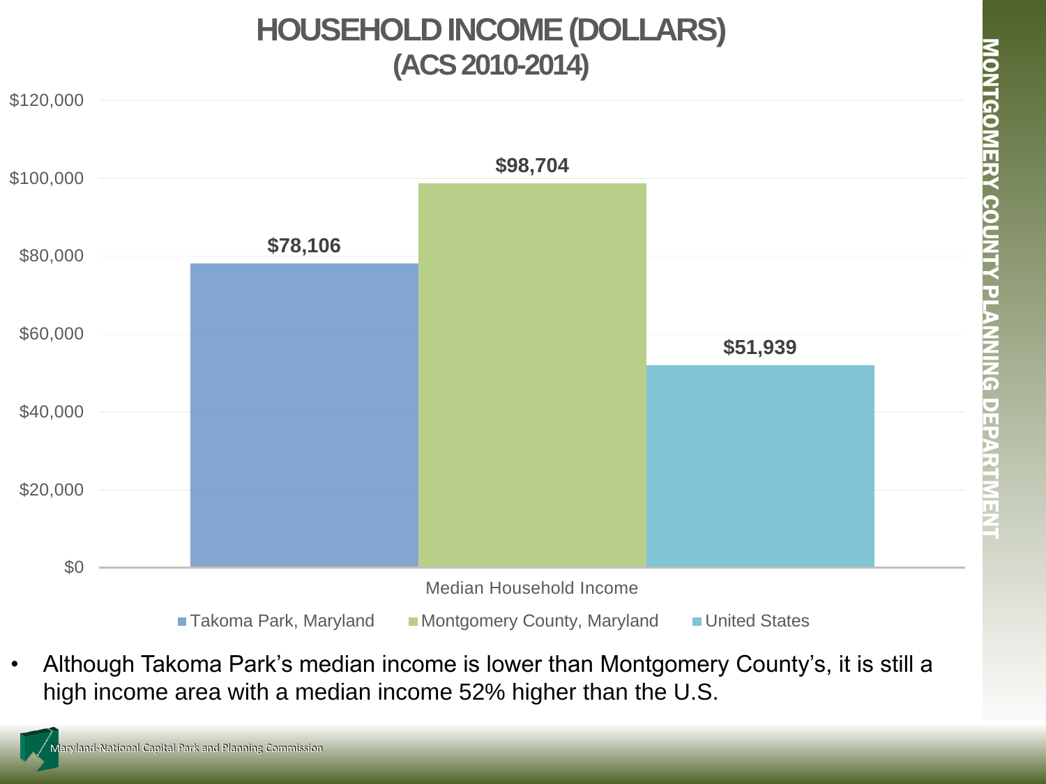# HOUSEHOLD INCOME (DOLLARS)
## (ACS 2010-2014)

| | Takoma Park, Maryland | Montgomery County, Maryland | United States |
|---|---|---|---|
| Median Household Income | $78,106 | $98,704 | $51,939 |

- Although Takoma Park's median income is lower than Montgomery County's, it is still a high income area with a median income 52% higher than the U.S.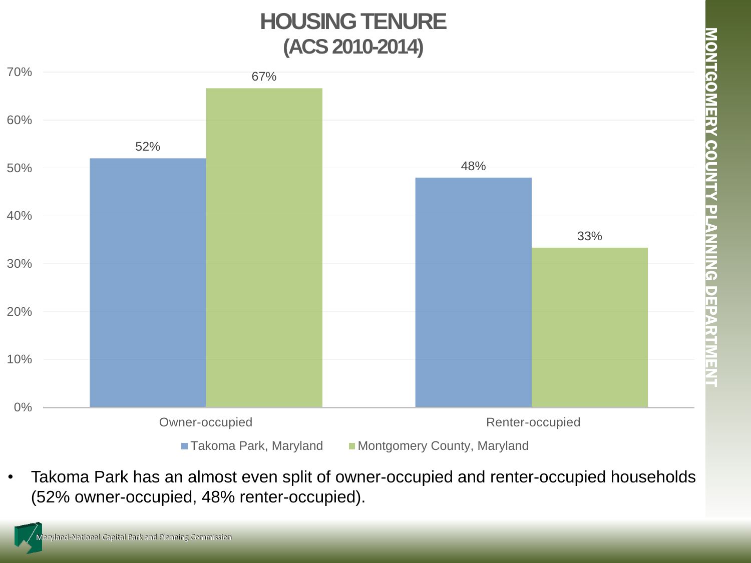# HOUSING TENURE (ACS 2010-2014)

|  | Takoma Park, Maryland | Montgomery County, Maryland |
| --- | --- | --- |
| Owner-occupied | 52% | 67% |
| Renter-occupied | 48% | 33% |

- Takoma Park has an almost even split of owner-occupied and renter-occupied households (52% owner-occupied, 48% renter-occupied).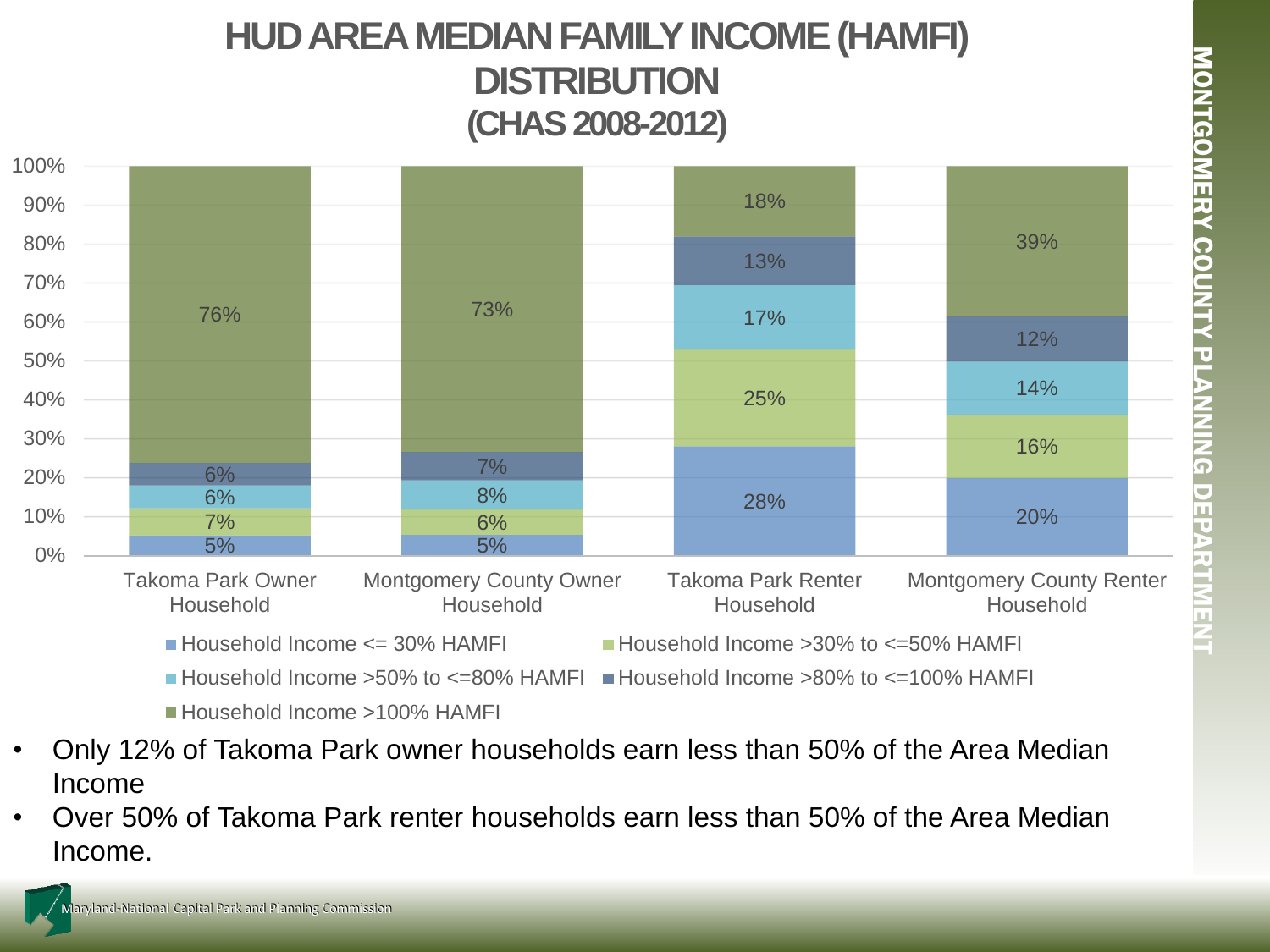# HUD AREA MEDIAN FAMILY INCOME (HAMFI) DISTRIBUTION (CHAS 2008-2012)

| | Takoma Park Owner Household | Montgomery County Owner Household | Takoma Park Renter Household | Montgomery County Renter Household |
|---|---|---|---|---|
| Household Income <= 30% HAMFI | 5% | 5% | 28% | 20% |
| Household Income >30% to <=50% HAMFI | 7% | 6% | 25% | 16% |
| Household Income >50% to <=80% HAMFI | 6% | 8% | 17% | 14% |
| Household Income >80% to <=100% HAMFI | 6% | 7% | 13% | 12% |
| Household Income >100% HAMFI | 76% | 73% | 18% | 39% |

- Only 12% of Takoma Park owner households earn less than 50% of the Area Median Income
- Over 50% of Takoma Park renter households earn less than 50% of the Area Median Income.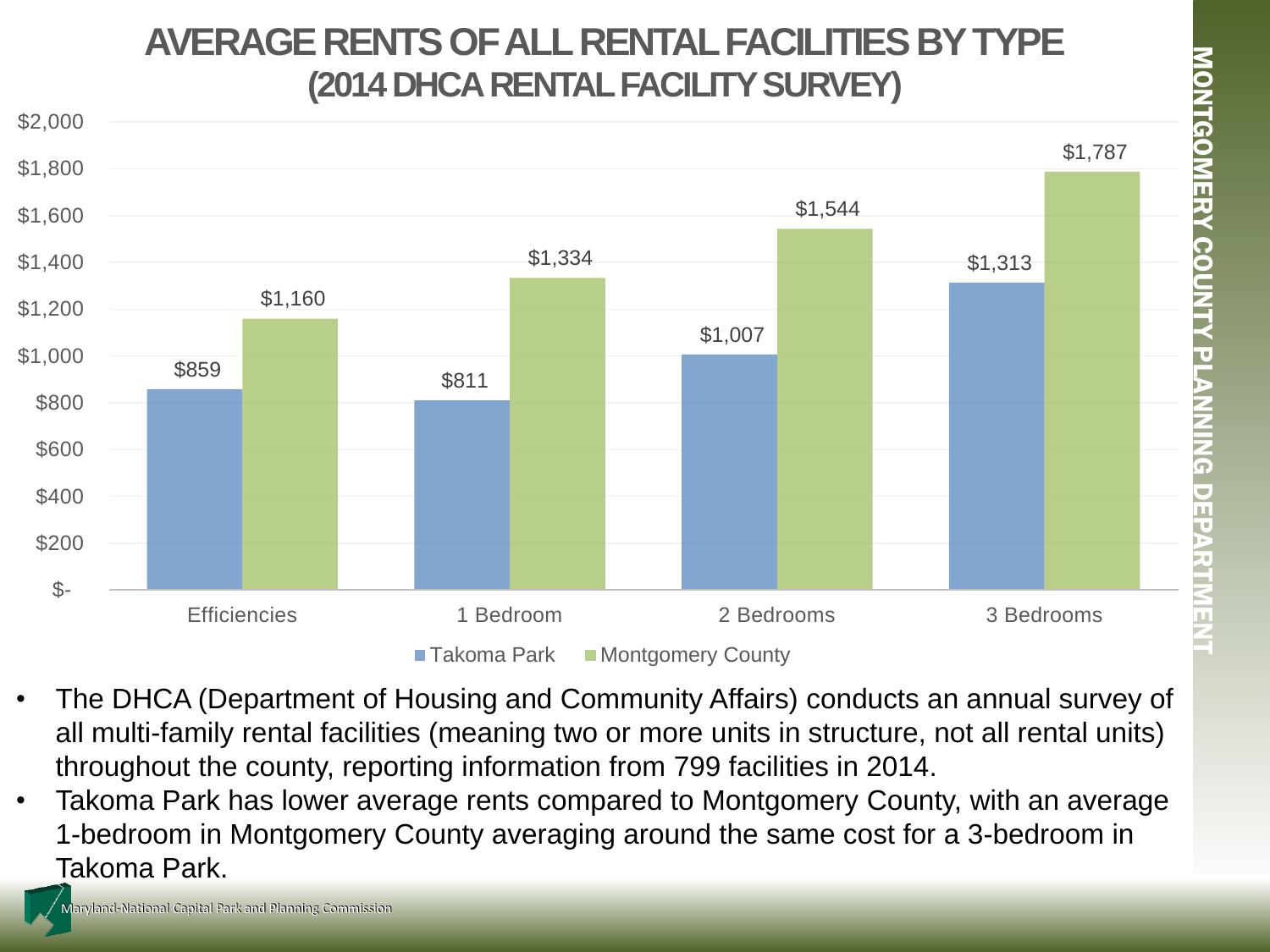# AVERAGE RENTS OF ALL RENTAL FACILITIES BY TYPE (2014 DHCA RENTAL FACILITY SURVEY)

| | Takoma Park | Montgomery County |
|---|---|---|
| Efficiencies | $859 | $1,160 |
| 1 Bedroom | $811 | $1,334 |
| 2 Bedrooms | $1,007 | $1,544 |
| 3 Bedrooms | $1,313 | $1,787 |

- The DHCA (Department of Housing and Community Affairs) conducts an annual survey of all multi-family rental facilities (meaning two or more units in structure, not all rental units) throughout the county, reporting information from 799 facilities in 2014.
- Takoma Park has lower average rents compared to Montgomery County, with an average 1-bedroom in Montgomery County averaging around the same cost for a 3-bedroom in Takoma Park.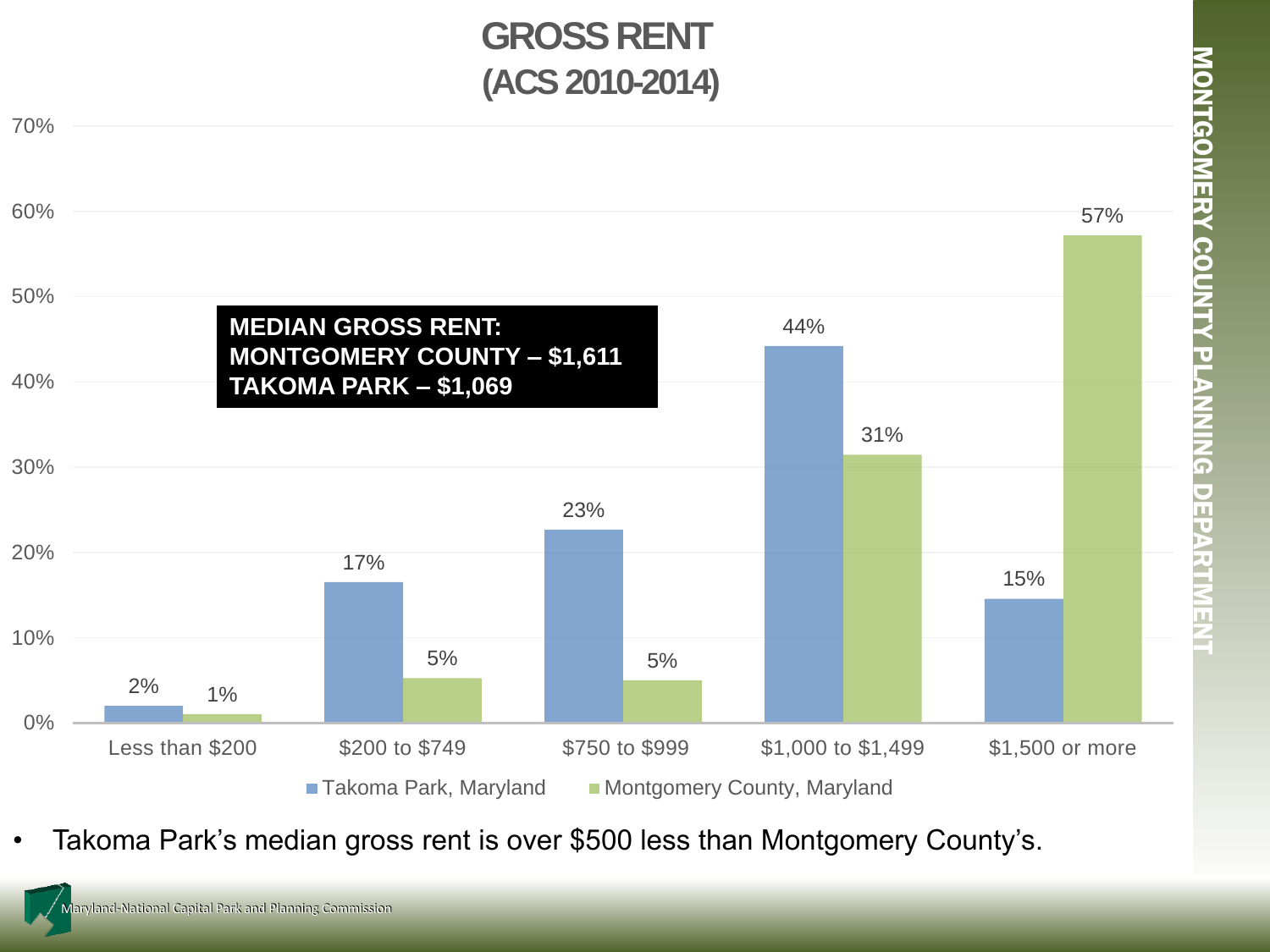# GROSS RENT
## (ACS 2010-2014)

**MEDIAN GROSS RENT:**
**MONTGOMERY COUNTY – $1,611**
**TAKOMA PARK – $1,069**

| | Less than $200 | $200 to $749 | $750 to $999 | $1,000 to $1,499 | $1,500 or more |
|---|---|---|---|---|---|
| Takoma Park, Maryland | 2% | 17% | 23% | 44% | 15% |
| Montgomery County, Maryland | 1% | 5% | 5% | 31% | 57% |

- Takoma Park's median gross rent is over $500 less than Montgomery County's.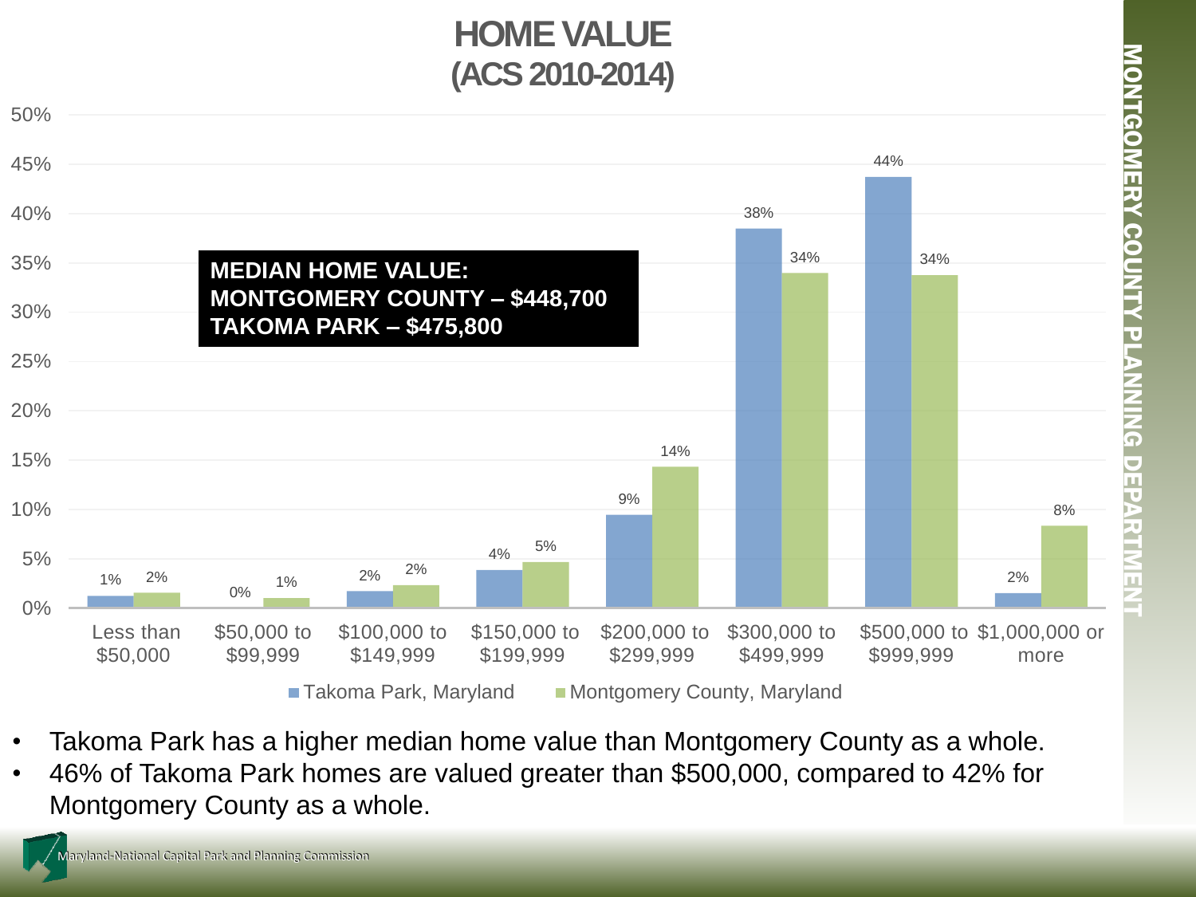# HOME VALUE
## (ACS 2010-2014)

**MEDIAN HOME VALUE:**
**MONTGOMERY COUNTY – $448,700**
**TAKOMA PARK – $475,800**

| Home Value | Takoma Park, Maryland | Montgomery County, Maryland |
|---|---|---|
| Less than $50,000 | 1% | 2% |
| $50,000 to $99,999 | 0% | 1% |
| $100,000 to $149,999 | 2% | 2% |
| $150,000 to $199,999 | 4% | 5% |
| $200,000 to $299,999 | 9% | 14% |
| $300,000 to $499,999 | 38% | 34% |
| $500,000 to $999,999 | 44% | 34% |
| $1,000,000 or more | 2% | 8% |

- Takoma Park has a higher median home value than Montgomery County as a whole.
- 46% of Takoma Park homes are valued greater than $500,000, compared to 42% for Montgomery County as a whole.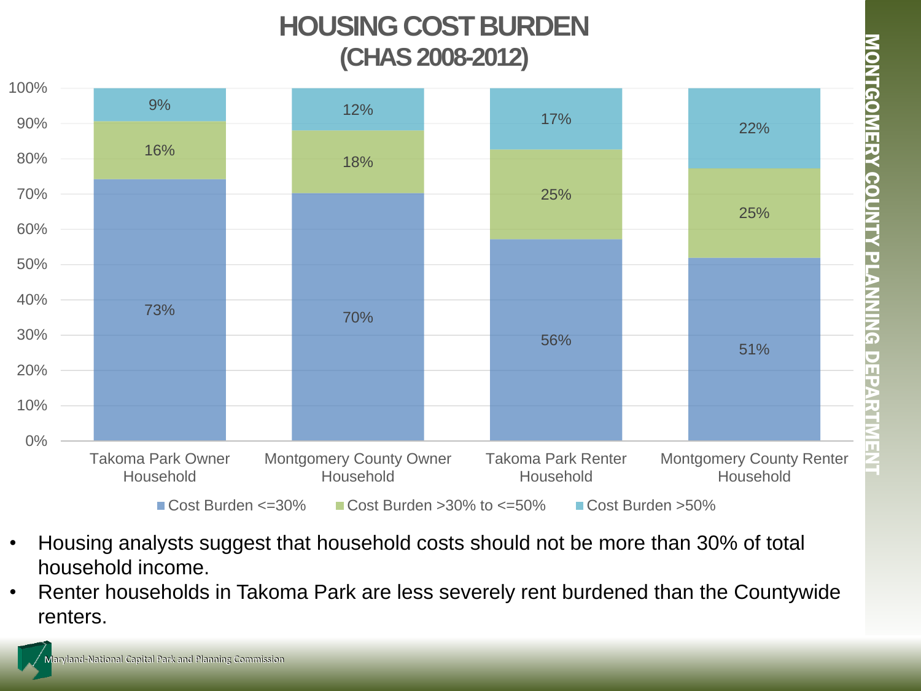# HOUSING COST BURDEN
## (CHAS 2008-2012)

| | Cost Burden <=30% | Cost Burden >30% to <=50% | Cost Burden >50% |
|---|---|---|---|
| Takoma Park Owner Household | 73% | 16% | 9% |
| Montgomery County Owner Household | 70% | 18% | 12% |
| Takoma Park Renter Household | 56% | 25% | 17% |
| Montgomery County Renter Household | 51% | 25% | 22% |

- Housing analysts suggest that household costs should not be more than 30% of total household income.
- Renter households in Takoma Park are less severely rent burdened than the Countywide renters.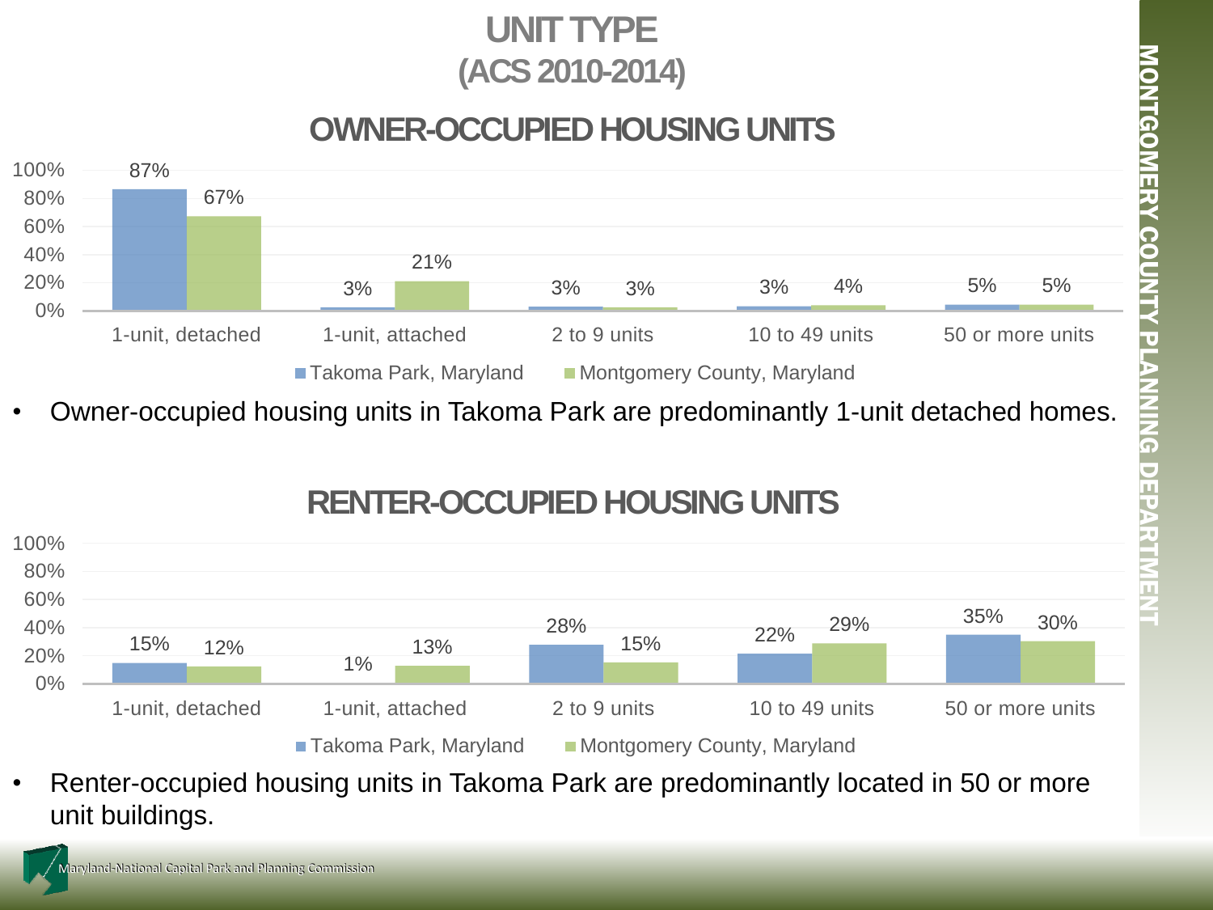# UNIT TYPE (ACS 2010-2014)

## OWNER-OCCUPIED HOUSING UNITS

| | 1-unit, detached | 1-unit, attached | 2 to 9 units | 10 to 49 units | 50 or more units |
|---|---|---|---|---|---|
| Takoma Park, Maryland | 87% | 3% | 3% | 3% | 5% |
| Montgomery County, Maryland | 67% | 21% | 3% | 4% | 5% |

- Owner-occupied housing units in Takoma Park are predominantly 1-unit detached homes.

## RENTER-OCCUPIED HOUSING UNITS

| | 1-unit, detached | 1-unit, attached | 2 to 9 units | 10 to 49 units | 50 or more units |
|---|---|---|---|---|---|
| Takoma Park, Maryland | 15% | 1% | 28% | 22% | 35% |
| Montgomery County, Maryland | 12% | 13% | 15% | 29% | 30% |

- Renter-occupied housing units in Takoma Park are predominantly located in 50 or more unit buildings.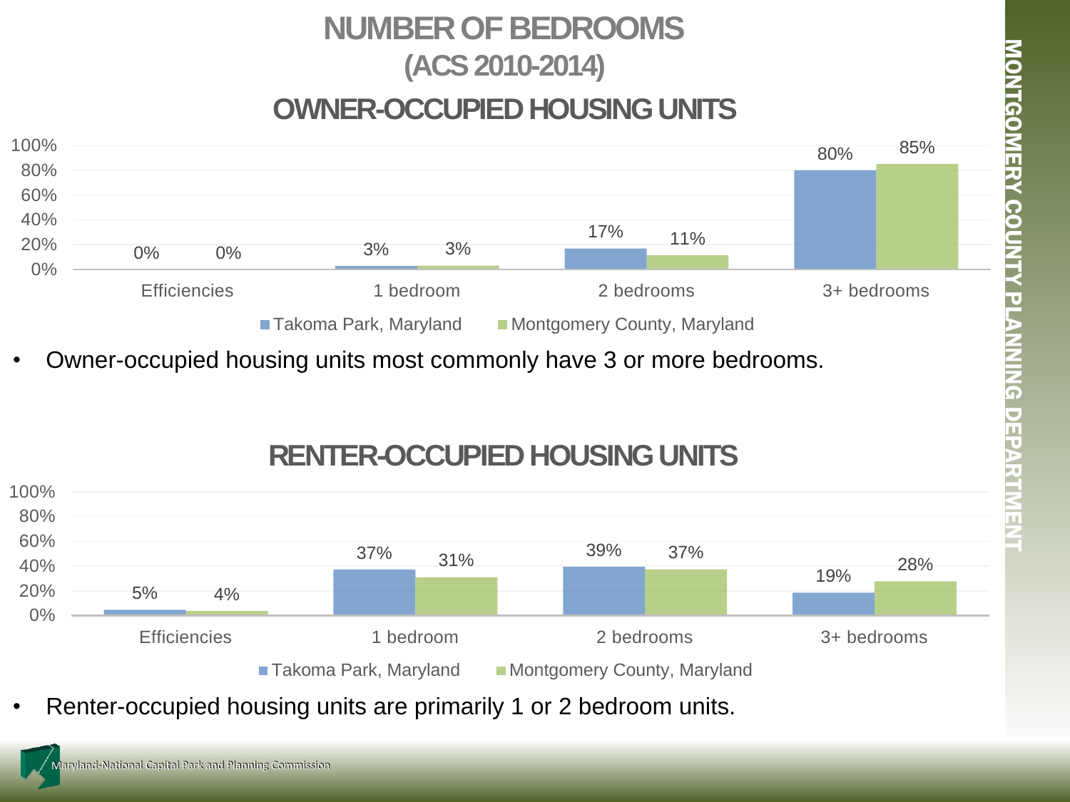# NUMBER OF BEDROOMS
# (ACS 2010-2014)

## OWNER-OCCUPIED HOUSING UNITS

| | Efficiencies | 1 bedroom | 2 bedrooms | 3+ bedrooms |
|---|---|---|---|---|
| Takoma Park, Maryland | 0% | 3% | 17% | 80% |
| Montgomery County, Maryland | 0% | 3% | 11% | 85% |

- Owner-occupied housing units most commonly have 3 or more bedrooms.

## RENTER-OCCUPIED HOUSING UNITS

| | Efficiencies | 1 bedroom | 2 bedrooms | 3+ bedrooms |
|---|---|---|---|---|
| Takoma Park, Maryland | 5% | 37% | 39% | 19% |
| Montgomery County, Maryland | 4% | 31% | 37% | 28% |

- Renter-occupied housing units are primarily 1 or 2 bedroom units.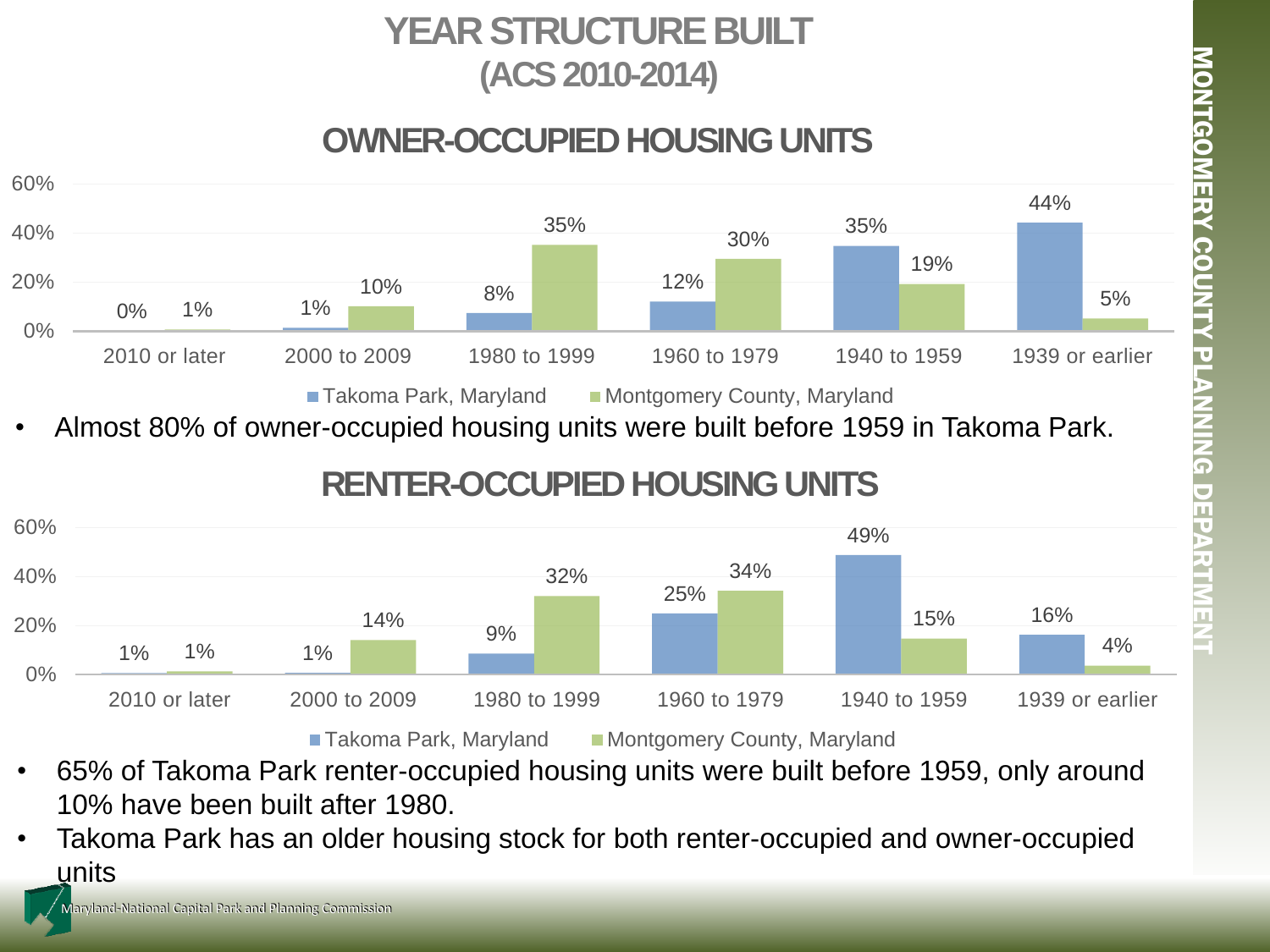# YEAR STRUCTURE BUILT (ACS 2010-2014)

## OWNER-OCCUPIED HOUSING UNITS

60%
40%
20%
0%

0%
1%
1%
10%
8%
35%
12%
30%
35%
19%
44%
5%

2010 or later
2000 to 2009
1980 to 1999
1960 to 1979
1940 to 1959
1939 or earlier

Takoma Park, Maryland
Montgomery County, Maryland

- Almost 80% of owner-occupied housing units were built before 1959 in Takoma Park.

## RENTER-OCCUPIED HOUSING UNITS

60%
40%
20%
0%

1%
1%
1%
14%
9%
32%
25%
34%
49%
15%
16%
4%

2010 or later
2000 to 2009
1980 to 1999
1960 to 1979
1940 to 1959
1939 or earlier

Takoma Park, Maryland
Montgomery County, Maryland

- 65% of Takoma Park renter-occupied housing units were built before 1959, only around 10% have been built after 1980.
- Takoma Park has an older housing stock for both renter-occupied and owner-occupied units